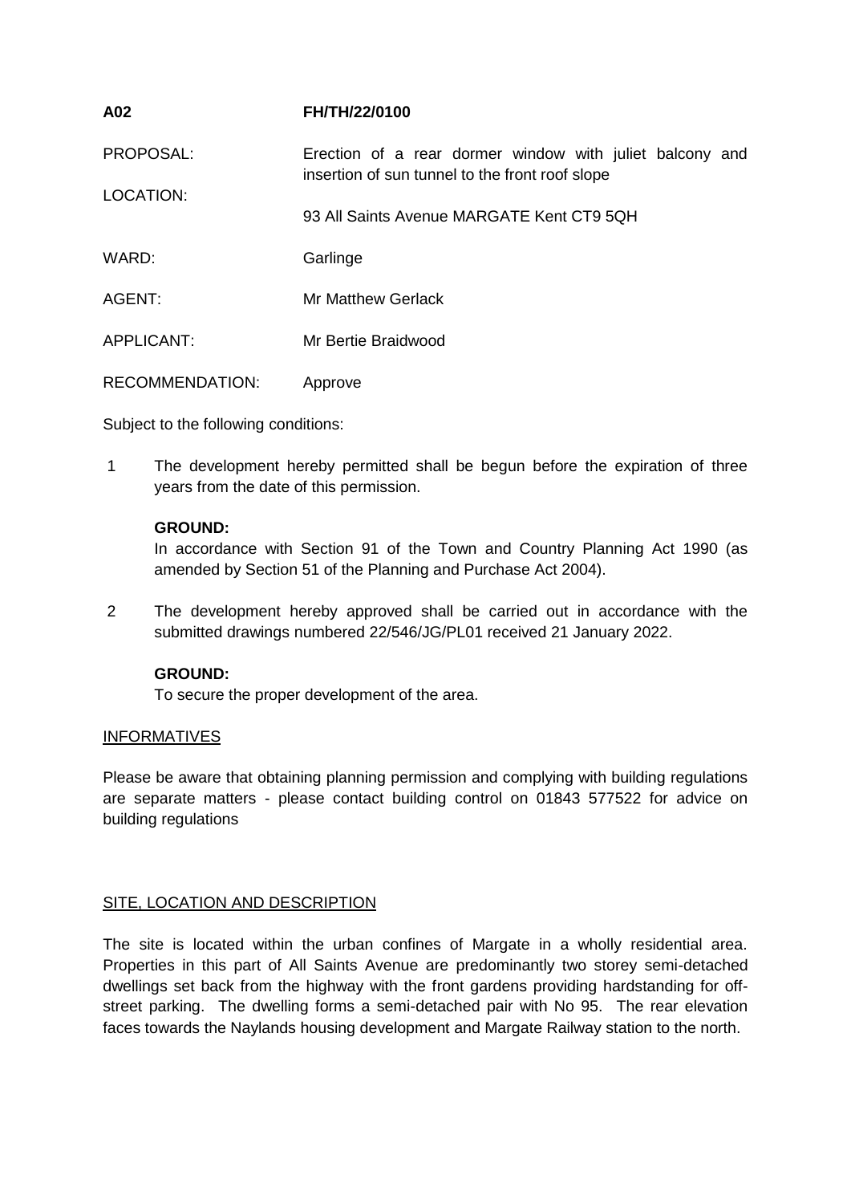**A02** **FH/TH/22/0100**

| | |
|---|---|
| PROPOSAL: | Erection of a rear dormer window with juliet balcony and insertion of sun tunnel to the front roof slope |
| LOCATION: | 93 All Saints Avenue MARGATE Kent CT9 5QH |
| WARD: | Garlinge |
| AGENT: | Mr Matthew Gerlack |
| APPLICANT: | Mr Bertie Braidwood |
| RECOMMENDATION: | Approve |

Subject to the following conditions:

1 The development hereby permitted shall be begun before the expiration of three years from the date of this permission.

**GROUND:**
In accordance with Section 91 of the Town and Country Planning Act 1990 (as amended by Section 51 of the Planning and Purchase Act 2004).

2 The development hereby approved shall be carried out in accordance with the submitted drawings numbered 22/546/JG/PL01 received 21 January 2022.

**GROUND:**
To secure the proper development of the area.

INFORMATIVES

Please be aware that obtaining planning permission and complying with building regulations are separate matters - please contact building control on 01843 577522 for advice on building regulations

SITE, LOCATION AND DESCRIPTION

The site is located within the urban confines of Margate in a wholly residential area. Properties in this part of All Saints Avenue are predominantly two storey semi-detached dwellings set back from the highway with the front gardens providing hardstanding for off-street parking. The dwelling forms a semi-detached pair with No 95. The rear elevation faces towards the Naylands housing development and Margate Railway station to the north.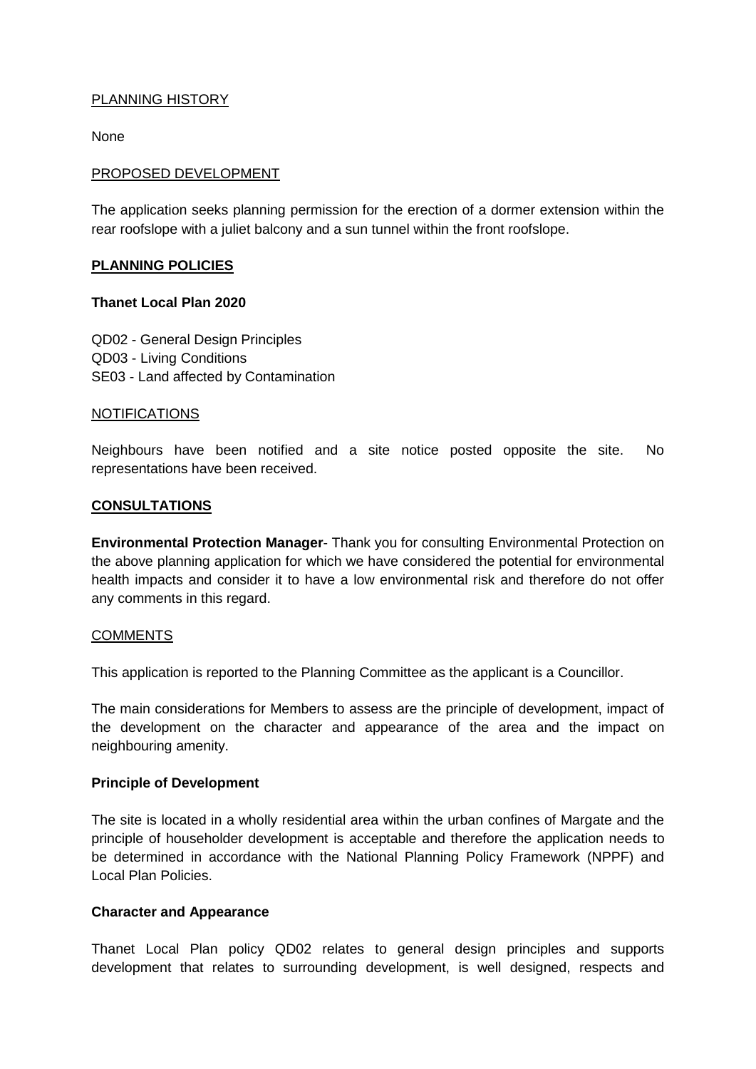PLANNING HISTORY

None

PROPOSED DEVELOPMENT

The application seeks planning permission for the erection of a dormer extension within the rear roofslope with a juliet balcony and a sun tunnel within the front roofslope.

**PLANNING POLICIES**

**Thanet Local Plan 2020**

QD02 - General Design Principles
QD03 - Living Conditions
SE03 - Land affected by Contamination

NOTIFICATIONS

Neighbours have been notified and a site notice posted opposite the site. No representations have been received.

**CONSULTATIONS**

**Environmental Protection Manager**- Thank you for consulting Environmental Protection on the above planning application for which we have considered the potential for environmental health impacts and consider it to have a low environmental risk and therefore do not offer any comments in this regard.

COMMENTS

This application is reported to the Planning Committee as the applicant is a Councillor.

The main considerations for Members to assess are the principle of development, impact of the development on the character and appearance of the area and the impact on neighbouring amenity.

**Principle of Development**

The site is located in a wholly residential area within the urban confines of Margate and the principle of householder development is acceptable and therefore the application needs to be determined in accordance with the National Planning Policy Framework (NPPF) and Local Plan Policies.

**Character and Appearance**

Thanet Local Plan policy QD02 relates to general design principles and supports development that relates to surrounding development, is well designed, respects and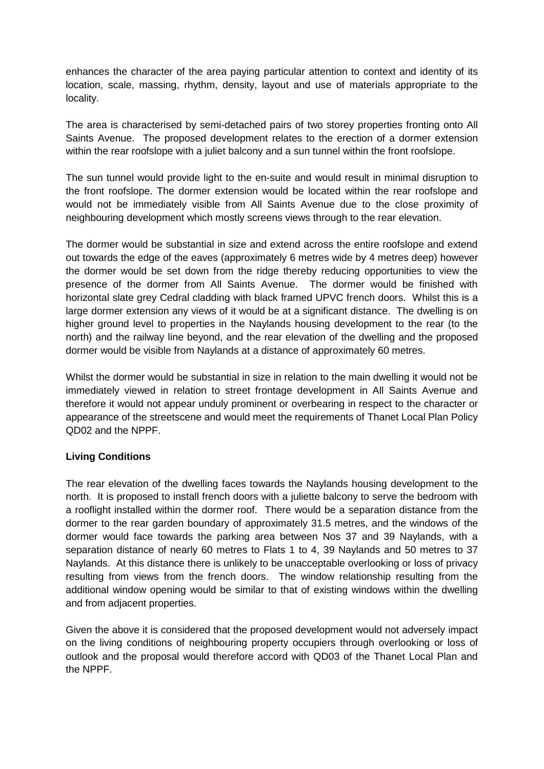enhances the character of the area paying particular attention to context and identity of its location, scale, massing, rhythm, density, layout and use of materials appropriate to the locality.

The area is characterised by semi-detached pairs of two storey properties fronting onto All Saints Avenue. The proposed development relates to the erection of a dormer extension within the rear roofslope with a juliet balcony and a sun tunnel within the front roofslope.

The sun tunnel would provide light to the en-suite and would result in minimal disruption to the front roofslope. The dormer extension would be located within the rear roofslope and would not be immediately visible from All Saints Avenue due to the close proximity of neighbouring development which mostly screens views through to the rear elevation.

The dormer would be substantial in size and extend across the entire roofslope and extend out towards the edge of the eaves (approximately 6 metres wide by 4 metres deep) however the dormer would be set down from the ridge thereby reducing opportunities to view the presence of the dormer from All Saints Avenue. The dormer would be finished with horizontal slate grey Cedral cladding with black framed UPVC french doors. Whilst this is a large dormer extension any views of it would be at a significant distance. The dwelling is on higher ground level to properties in the Naylands housing development to the rear (to the north) and the railway line beyond, and the rear elevation of the dwelling and the proposed dormer would be visible from Naylands at a distance of approximately 60 metres.

Whilst the dormer would be substantial in size in relation to the main dwelling it would not be immediately viewed in relation to street frontage development in All Saints Avenue and therefore it would not appear unduly prominent or overbearing in respect to the character or appearance of the streetscene and would meet the requirements of Thanet Local Plan Policy QD02 and the NPPF.

**Living Conditions**

The rear elevation of the dwelling faces towards the Naylands housing development to the north. It is proposed to install french doors with a juliette balcony to serve the bedroom with a rooflight installed within the dormer roof. There would be a separation distance from the dormer to the rear garden boundary of approximately 31.5 metres, and the windows of the dormer would face towards the parking area between Nos 37 and 39 Naylands, with a separation distance of nearly 60 metres to Flats 1 to 4, 39 Naylands and 50 metres to 37 Naylands. At this distance there is unlikely to be unacceptable overlooking or loss of privacy resulting from views from the french doors. The window relationship resulting from the additional window opening would be similar to that of existing windows within the dwelling and from adjacent properties.

Given the above it is considered that the proposed development would not adversely impact on the living conditions of neighbouring property occupiers through overlooking or loss of outlook and the proposal would therefore accord with QD03 of the Thanet Local Plan and the NPPF.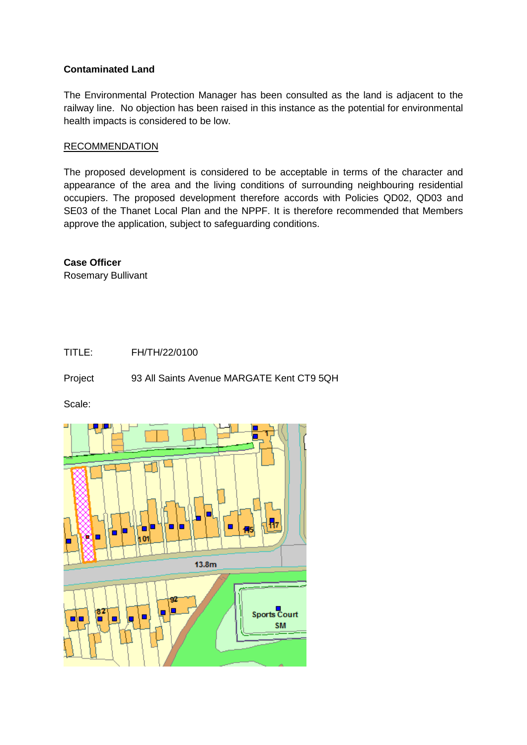**Contaminated Land**

The Environmental Protection Manager has been consulted as the land is adjacent to the railway line. No objection has been raised in this instance as the potential for environmental health impacts is considered to be low.

RECOMMENDATION

The proposed development is considered to be acceptable in terms of the character and appearance of the area and the living conditions of surrounding neighbouring residential occupiers. The proposed development therefore accords with Policies QD02, QD03 and SE03 of the Thanet Local Plan and the NPPF. It is therefore recommended that Members approve the application, subject to safeguarding conditions.

**Case Officer**
Rosemary Bullivant

TITLE: FH/TH/22/0100

Project 93 All Saints Avenue MARGATE Kent CT9 5QH

Scale:

1
101
115
117
13.8m
82
92
Sports Court
SM